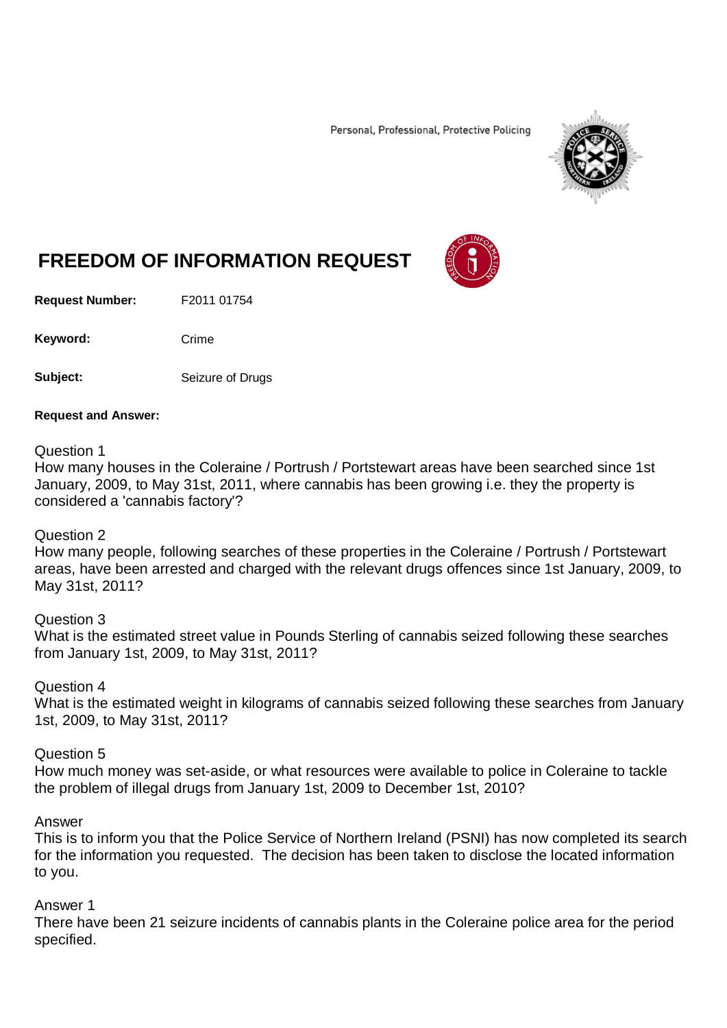Personal, Professional, Protective Policing

# FREEDOM OF INFORMATION REQUEST

**Request Number:** F2011 01754

**Keyword:** Crime

**Subject:** Seizure of Drugs

**Request and Answer:**

Question 1
How many houses in the Coleraine / Portrush / Portstewart areas have been searched since 1st January, 2009, to May 31st, 2011, where cannabis has been growing i.e. they the property is considered a 'cannabis factory'?

Question 2
How many people, following searches of these properties in the Coleraine / Portrush / Portstewart areas, have been arrested and charged with the relevant drugs offences since 1st January, 2009, to May 31st, 2011?

Question 3
What is the estimated street value in Pounds Sterling of cannabis seized following these searches from January 1st, 2009, to May 31st, 2011?

Question 4
What is the estimated weight in kilograms of cannabis seized following these searches from January 1st, 2009, to May 31st, 2011?

Question 5
How much money was set-aside, or what resources were available to police in Coleraine to tackle the problem of illegal drugs from January 1st, 2009 to December 1st, 2010?

Answer
This is to inform you that the Police Service of Northern Ireland (PSNI) has now completed its search for the information you requested. The decision has been taken to disclose the located information to you.

Answer 1
There have been 21 seizure incidents of cannabis plants in the Coleraine police area for the period specified.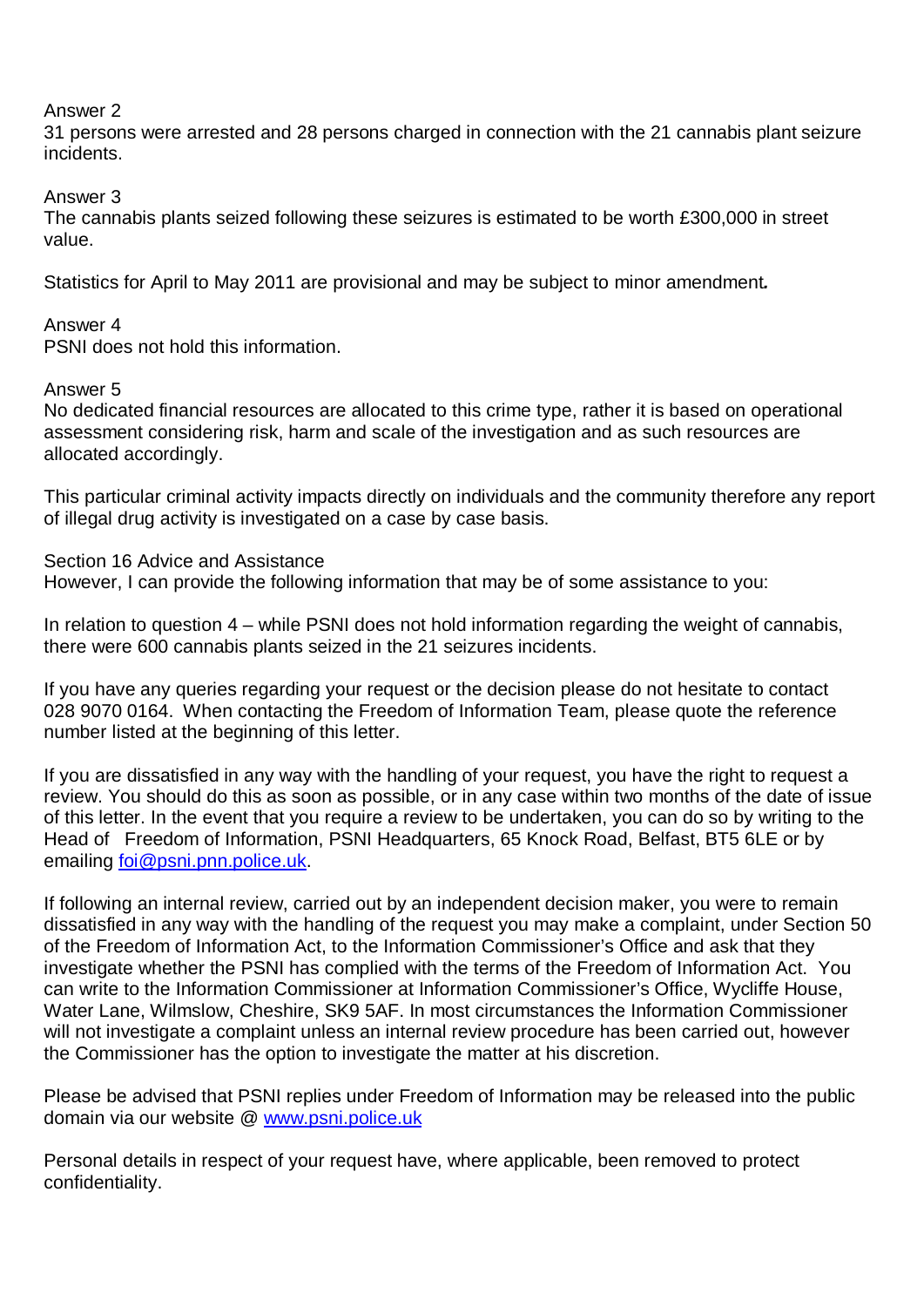Answer 2
31 persons were arrested and 28 persons charged in connection with the 21 cannabis plant seizure incidents.

Answer 3
The cannabis plants seized following these seizures is estimated to be worth £300,000 in street value.

Statistics for April to May 2011 are provisional and may be subject to minor amendment**.**

Answer 4
PSNI does not hold this information.

Answer 5
No dedicated financial resources are allocated to this crime type, rather it is based on operational assessment considering risk, harm and scale of the investigation and as such resources are allocated accordingly.

This particular criminal activity impacts directly on individuals and the community therefore any report of illegal drug activity is investigated on a case by case basis.

Section 16 Advice and Assistance
However, I can provide the following information that may be of some assistance to you:

In relation to question 4 – while PSNI does not hold information regarding the weight of cannabis, there were 600 cannabis plants seized in the 21 seizures incidents.

If you have any queries regarding your request or the decision please do not hesitate to contact 028 9070 0164. When contacting the Freedom of Information Team, please quote the reference number listed at the beginning of this letter.

If you are dissatisfied in any way with the handling of your request, you have the right to request a review. You should do this as soon as possible, or in any case within two months of the date of issue of this letter. In the event that you require a review to be undertaken, you can do so by writing to the Head of Freedom of Information, PSNI Headquarters, 65 Knock Road, Belfast, BT5 6LE or by emailing [foi@psni.pnn.police.uk](mailto:foi@psni.pnn.police.uk).

If following an internal review, carried out by an independent decision maker, you were to remain dissatisfied in any way with the handling of the request you may make a complaint, under Section 50 of the Freedom of Information Act, to the Information Commissioner's Office and ask that they investigate whether the PSNI has complied with the terms of the Freedom of Information Act. You can write to the Information Commissioner at Information Commissioner's Office, Wycliffe House, Water Lane, Wilmslow, Cheshire, SK9 5AF. In most circumstances the Information Commissioner will not investigate a complaint unless an internal review procedure has been carried out, however the Commissioner has the option to investigate the matter at his discretion.

Please be advised that PSNI replies under Freedom of Information may be released into the public domain via our website @ [www.psni.police.uk](http://www.psni.police.uk)

Personal details in respect of your request have, where applicable, been removed to protect confidentiality.